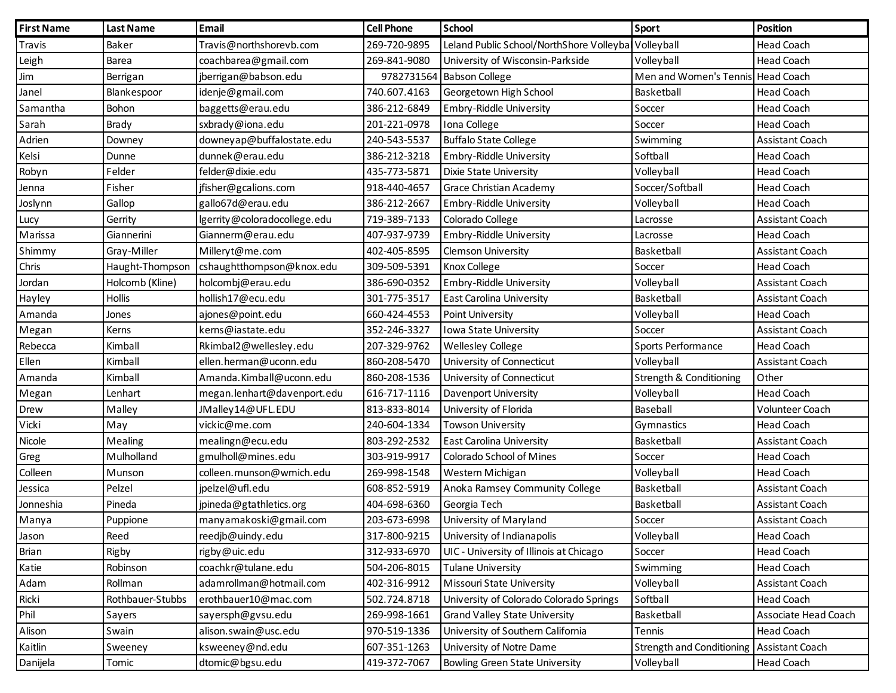| First Name | Last Name | Email | Cell Phone | School | Sport | Position |
|---|---|---|---|---|---|---|
| Travis | Baker | Travis@northshorevb.com | 269-720-9895 | Leland Public School/NorthShore Volleybal | Volleyball | Head Coach |
| Leigh | Barea | coachbarea@gmail.com | 269-841-9080 | University of Wisconsin-Parkside | Volleyball | Head Coach |
| Jim | Berrigan | jberrigan@babson.edu | 9782731564 | Babson College | Men and Women's Tennis | Head Coach |
| Janel | Blankespoor | idenje@gmail.com | 740.607.4163 | Georgetown High School | Basketball | Head Coach |
| Samantha | Bohon | baggetts@erau.edu | 386-212-6849 | Embry-Riddle University | Soccer | Head Coach |
| Sarah | Brady | sxbrady@iona.edu | 201-221-0978 | Iona College | Soccer | Head Coach |
| Adrien | Downey | downeyap@buffalostate.edu | 240-543-5537 | Buffalo State College | Swimming | Assistant Coach |
| Kelsi | Dunne | dunnek@erau.edu | 386-212-3218 | Embry-Riddle University | Softball | Head Coach |
| Robyn | Felder | felder@dixie.edu | 435-773-5871 | Dixie State University | Volleyball | Head Coach |
| Jenna | Fisher | jfisher@gcalions.com | 918-440-4657 | Grace Christian Academy | Soccer/Softball | Head Coach |
| Joslynn | Gallop | gallo67d@erau.edu | 386-212-2667 | Embry-Riddle University | Volleyball | Head Coach |
| Lucy | Gerrity | lgerrity@coloradocollege.edu | 719-389-7133 | Colorado College | Lacrosse | Assistant Coach |
| Marissa | Giannerini | Giannerm@erau.edu | 407-937-9739 | Embry-Riddle University | Lacrosse | Head Coach |
| Shimmy | Gray-Miller | Milleryt@me.com | 402-405-8595 | Clemson University | Basketball | Assistant Coach |
| Chris | Haught-Thompson | cshaughtthompson@knox.edu | 309-509-5391 | Knox College | Soccer | Head Coach |
| Jordan | Holcomb (Kline) | holcombj@erau.edu | 386-690-0352 | Embry-Riddle University | Volleyball | Assistant Coach |
| Hayley | Hollis | hollish17@ecu.edu | 301-775-3517 | East Carolina University | Basketball | Assistant Coach |
| Amanda | Jones | ajones@point.edu | 660-424-4553 | Point University | Volleyball | Head Coach |
| Megan | Kerns | kerns@iastate.edu | 352-246-3327 | Iowa State University | Soccer | Assistant Coach |
| Rebecca | Kimball | Rkimbal2@wellesley.edu | 207-329-9762 | Wellesley College | Sports Performance | Head Coach |
| Ellen | Kimball | ellen.herman@uconn.edu | 860-208-5470 | University of Connecticut | Volleyball | Assistant Coach |
| Amanda | Kimball | Amanda.Kimball@uconn.edu | 860-208-1536 | University of Connecticut | Strength & Conditioning | Other |
| Megan | Lenhart | megan.lenhart@davenport.edu | 616-717-1116 | Davenport University | Volleyball | Head Coach |
| Drew | Malley | JMalley14@UFL.EDU | 813-833-8014 | University of Florida | Baseball | Volunteer Coach |
| Vicki | May | vickic@me.com | 240-604-1334 | Towson University | Gymnastics | Head Coach |
| Nicole | Mealing | mealingn@ecu.edu | 803-292-2532 | East Carolina University | Basketball | Assistant Coach |
| Greg | Mulholland | gmulholl@mines.edu | 303-919-9917 | Colorado School of Mines | Soccer | Head Coach |
| Colleen | Munson | colleen.munson@wmich.edu | 269-998-1548 | Western Michigan | Volleyball | Head Coach |
| Jessica | Pelzel | jpelzel@ufl.edu | 608-852-5919 | Anoka Ramsey Community College | Basketball | Assistant Coach |
| Jonneshia | Pineda | jpineda@gtathletics.org | 404-698-6360 | Georgia Tech | Basketball | Assistant Coach |
| Manya | Puppione | manyamakoski@gmail.com | 203-673-6998 | University of Maryland | Soccer | Assistant Coach |
| Jason | Reed | reedjb@uindy.edu | 317-800-9215 | University of Indianapolis | Volleyball | Head Coach |
| Brian | Rigby | rigby@uic.edu | 312-933-6970 | UIC - University of Illinois at Chicago | Soccer | Head Coach |
| Katie | Robinson | coachkr@tulane.edu | 504-206-8015 | Tulane University | Swimming | Head Coach |
| Adam | Rollman | adamrollman@hotmail.com | 402-316-9912 | Missouri State University | Volleyball | Assistant Coach |
| Ricki | Rothbauer-Stubbs | erothbauer10@mac.com | 502.724.8718 | University of Colorado Colorado Springs | Softball | Head Coach |
| Phil | Sayers | sayersph@gvsu.edu | 269-998-1661 | Grand Valley State University | Basketball | Associate Head Coach |
| Alison | Swain | alison.swain@usc.edu | 970-519-1336 | University of Southern California | Tennis | Head Coach |
| Kaitlin | Sweeney | ksweeney@nd.edu | 607-351-1263 | University of Notre Dame | Strength and Conditioning | Assistant Coach |
| Danijela | Tomic | dtomic@bgsu.edu | 419-372-7067 | Bowling Green State University | Volleyball | Head Coach |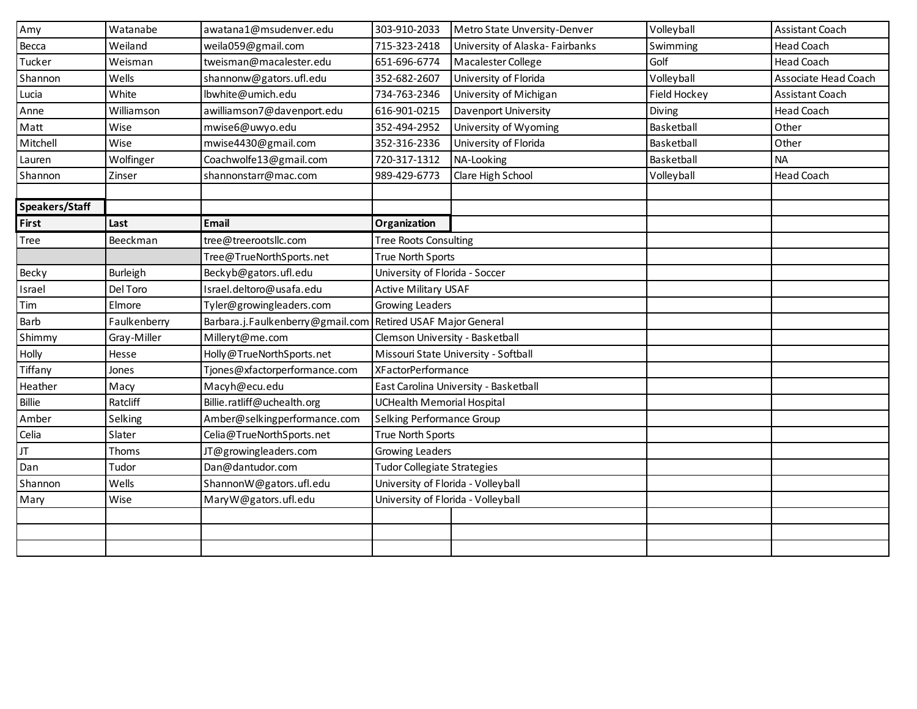| | | | | | | |
|---|---|---|---|---|---|---|
| Amy | Watanabe | awatana1@msudenver.edu | 303-910-2033 | Metro State Unversity-Denver | Volleyball | Assistant Coach |
| Becca | Weiland | weila059@gmail.com | 715-323-2418 | University of Alaska- Fairbanks | Swimming | Head Coach |
| Tucker | Weisman | tweisman@macalester.edu | 651-696-6774 | Macalester College | Golf | Head Coach |
| Shannon | Wells | shannonw@gators.ufl.edu | 352-682-2607 | University of Florida | Volleyball | Associate Head Coach |
| Lucia | White | lbwhite@umich.edu | 734-763-2346 | University of Michigan | Field Hockey | Assistant Coach |
| Anne | Williamson | awilliamson7@davenport.edu | 616-901-0215 | Davenport University | Diving | Head Coach |
| Matt | Wise | mwise6@uwyo.edu | 352-494-2952 | University of Wyoming | Basketball | Other |
| Mitchell | Wise | mwise4430@gmail.com | 352-316-2336 | University of Florida | Basketball | Other |
| Lauren | Wolfinger | Coachwolfe13@gmail.com | 720-317-1312 | NA-Looking | Basketball | NA |
| Shannon | Zinser | shannonstarr@mac.com | 989-429-6773 | Clare High School | Volleyball | Head Coach |

**Speakers/Staff**

| First | Last | Email | Organization |
|---|---|---|---|
| Tree | Beeckman | tree@treerootsllc.com | Tree Roots Consulting |
| | | Tree@TrueNorthSports.net | True North Sports |
| Becky | Burleigh | Beckyb@gators.ufl.edu | University of Florida - Soccer |
| Israel | Del Toro | Israel.deltoro@usafa.edu | Active Military USAF |
| Tim | Elmore | Tyler@growingleaders.com | Growing Leaders |
| Barb | Faulkenberry | Barbara.j.Faulkenberry@gmail.com | Retired USAF Major General |
| Shimmy | Gray-Miller | Milleryt@me.com | Clemson University - Basketball |
| Holly | Hesse | Holly@TrueNorthSports.net | Missouri State University - Softball |
| Tiffany | Jones | Tjones@xfactorperformance.com | XFactorPerformance |
| Heather | Macy | Macyh@ecu.edu | East Carolina University - Basketball |
| Billie | Ratcliff | Billie.ratliff@uchealth.org | UCHealth Memorial Hospital |
| Amber | Selking | Amber@selkingperformance.com | Selking Performance Group |
| Celia | Slater | Celia@TrueNorthSports.net | True North Sports |
| JT | Thoms | JT@growingleaders.com | Growing Leaders |
| Dan | Tudor | Dan@dantudor.com | Tudor Collegiate Strategies |
| Shannon | Wells | ShannonW@gators.ufl.edu | University of Florida - Volleyball |
| Mary | Wise | MaryW@gators.ufl.edu | University of Florida - Volleyball |